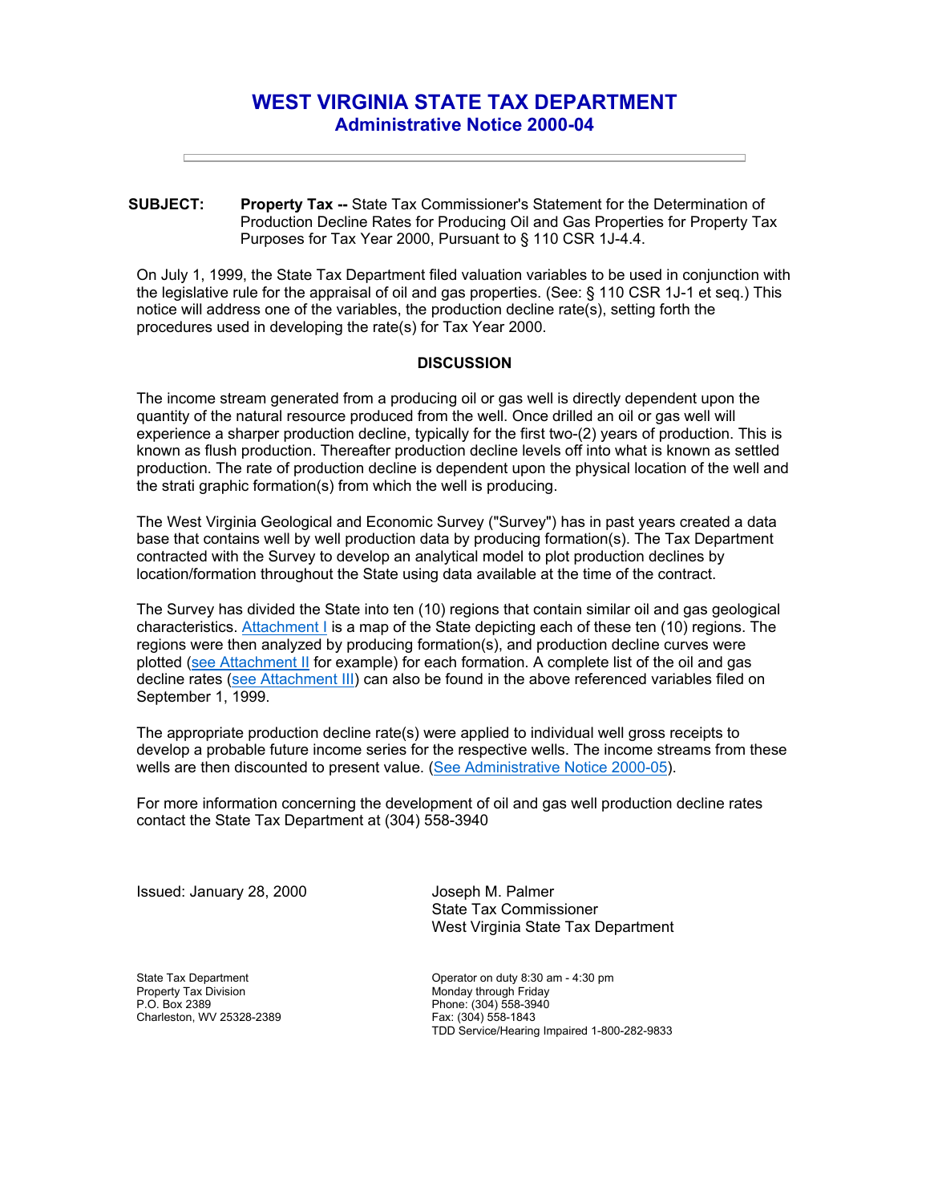# WEST VIRGINIA STATE TAX DEPARTMENT
## Administrative Notice 2000-04

---

**SUBJECT:** **Property Tax --** State Tax Commissioner's Statement for the Determination of Production Decline Rates for Producing Oil and Gas Properties for Property Tax Purposes for Tax Year 2000, Pursuant to § 110 CSR 1J-4.4.

On July 1, 1999, the State Tax Department filed valuation variables to be used in conjunction with the legislative rule for the appraisal of oil and gas properties. (See: § 110 CSR 1J-1 et seq.) This notice will address one of the variables, the production decline rate(s), setting forth the procedures used in developing the rate(s) for Tax Year 2000.

### DISCUSSION

The income stream generated from a producing oil or gas well is directly dependent upon the quantity of the natural resource produced from the well. Once drilled an oil or gas well will experience a sharper production decline, typically for the first two-(2) years of production. This is known as flush production. Thereafter production decline levels off into what is known as settled production. The rate of production decline is dependent upon the physical location of the well and the strati graphic formation(s) from which the well is producing.

The West Virginia Geological and Economic Survey ("Survey") has in past years created a data base that contains well by well production data by producing formation(s). The Tax Department contracted with the Survey to develop an analytical model to plot production declines by location/formation throughout the State using data available at the time of the contract.

The Survey has divided the State into ten (10) regions that contain similar oil and gas geological characteristics. Attachment I is a map of the State depicting each of these ten (10) regions. The regions were then analyzed by producing formation(s), and production decline curves were plotted (see Attachment II for example) for each formation. A complete list of the oil and gas decline rates (see Attachment III) can also be found in the above referenced variables filed on September 1, 1999.

The appropriate production decline rate(s) were applied to individual well gross receipts to develop a probable future income series for the respective wells. The income streams from these wells are then discounted to present value. (See Administrative Notice 2000-05).

For more information concerning the development of oil and gas well production decline rates contact the State Tax Department at (304) 558-3940

Issued: January 28, 2000

Joseph M. Palmer
State Tax Commissioner
West Virginia State Tax Department

State Tax Department
Property Tax Division
P.O. Box 2389
Charleston, WV 25328-2389

Operator on duty 8:30 am - 4:30 pm
Monday through Friday
Phone: (304) 558-3940
Fax: (304) 558-1843
TDD Service/Hearing Impaired 1-800-282-9833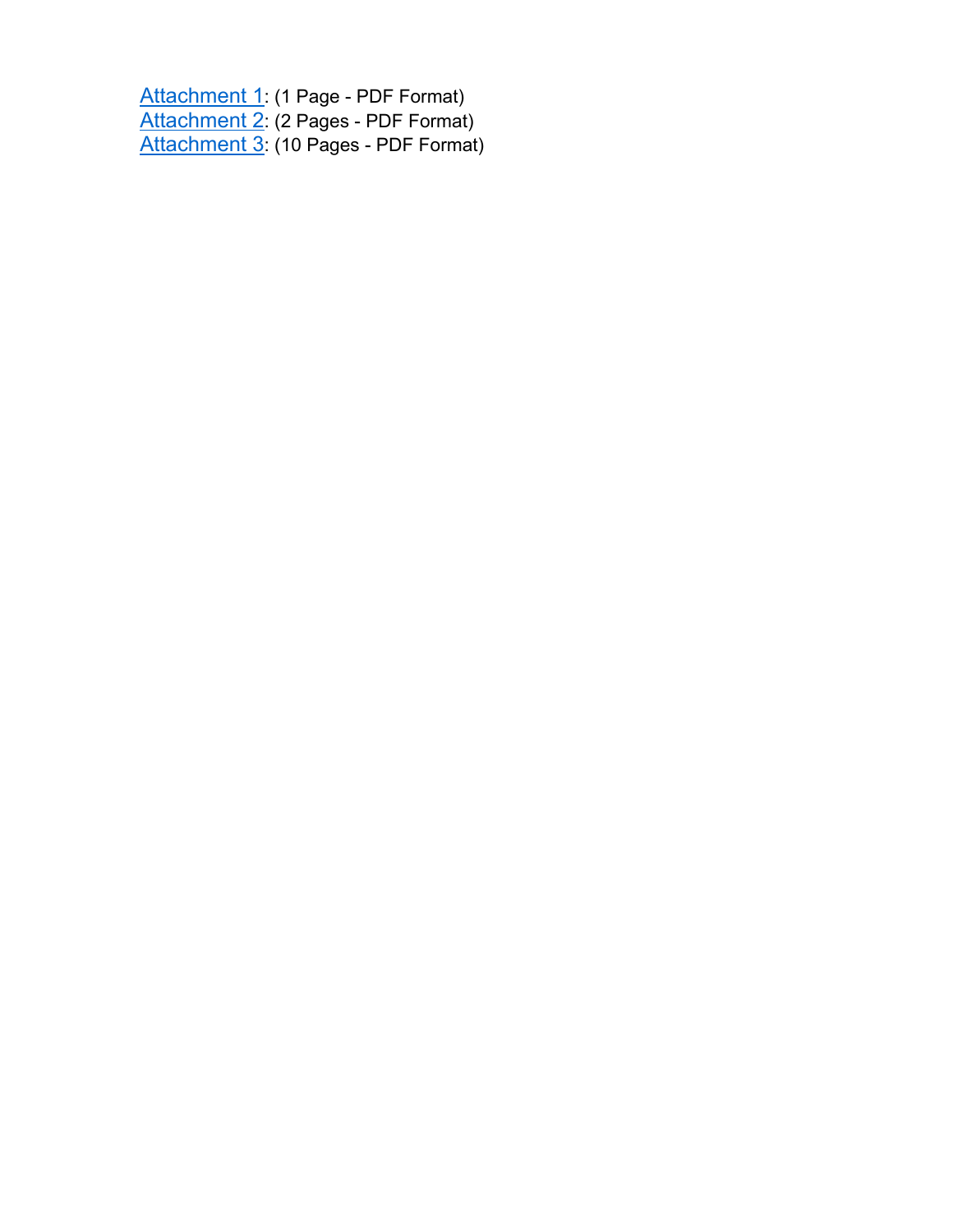Attachment 1: (1 Page - PDF Format)
Attachment 2: (2 Pages - PDF Format)
Attachment 3: (10 Pages - PDF Format)